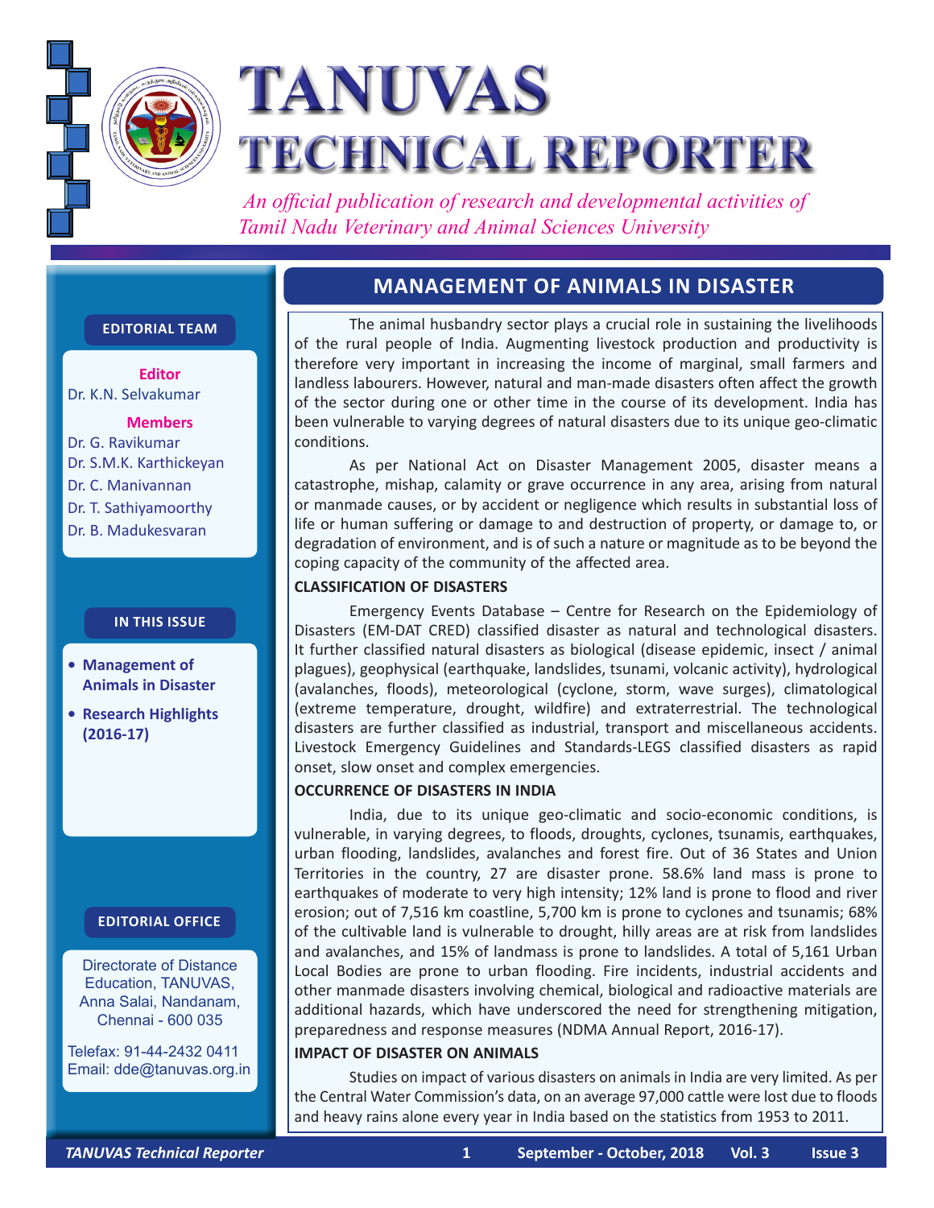# TANUVAS TECHNICAL REPORTER

*An official publication of research and developmental activities of Tamil Nadu Veterinary and Animal Sciences University*

**EDITORIAL TEAM**

**Editor**
Dr. K.N. Selvakumar

**Members**
Dr. G. Ravikumar
Dr. S.M.K. Karthickeyan
Dr. C. Manivannan
Dr. T. Sathiyamoorthy
Dr. B. Madukesvaran

**IN THIS ISSUE**

- **Management of Animals in Disaster**
- **Research Highlights (2016-17)**

**EDITORIAL OFFICE**

Directorate of Distance Education, TANUVAS, Anna Salai, Nandanam, Chennai - 600 035

Telefax: 91-44-2432 0411
Email: dde@tanuvas.org.in

## MANAGEMENT OF ANIMALS IN DISASTER

The animal husbandry sector plays a crucial role in sustaining the livelihoods of the rural people of India. Augmenting livestock production and productivity is therefore very important in increasing the income of marginal, small farmers and landless labourers. However, natural and man-made disasters often affect the growth of the sector during one or other time in the course of its development. India has been vulnerable to varying degrees of natural disasters due to its unique geo-climatic conditions.

As per National Act on Disaster Management 2005, disaster means a catastrophe, mishap, calamity or grave occurrence in any area, arising from natural or manmade causes, or by accident or negligence which results in substantial loss of life or human suffering or damage to and destruction of property, or damage to, or degradation of environment, and is of such a nature or magnitude as to be beyond the coping capacity of the community of the affected area.

### CLASSIFICATION OF DISASTERS

Emergency Events Database – Centre for Research on the Epidemiology of Disasters (EM-DAT CRED) classified disaster as natural and technological disasters. It further classified natural disasters as biological (disease epidemic, insect / animal plagues), geophysical (earthquake, landslides, tsunami, volcanic activity), hydrological (avalanches, floods), meteorological (cyclone, storm, wave surges), climatological (extreme temperature, drought, wildfire) and extraterrestrial. The technological disasters are further classified as industrial, transport and miscellaneous accidents. Livestock Emergency Guidelines and Standards-LEGS classified disasters as rapid onset, slow onset and complex emergencies.

### OCCURRENCE OF DISASTERS IN INDIA

India, due to its unique geo-climatic and socio-economic conditions, is vulnerable, in varying degrees, to floods, droughts, cyclones, tsunamis, earthquakes, urban flooding, landslides, avalanches and forest fire. Out of 36 States and Union Territories in the country, 27 are disaster prone. 58.6% land mass is prone to earthquakes of moderate to very high intensity; 12% land is prone to flood and river erosion; out of 7,516 km coastline, 5,700 km is prone to cyclones and tsunamis; 68% of the cultivable land is vulnerable to drought, hilly areas are at risk from landslides and avalanches, and 15% of landmass is prone to landslides. A total of 5,161 Urban Local Bodies are prone to urban flooding. Fire incidents, industrial accidents and other manmade disasters involving chemical, biological and radioactive materials are additional hazards, which have underscored the need for strengthening mitigation, preparedness and response measures (NDMA Annual Report, 2016-17).

### IMPACT OF DISASTER ON ANIMALS

Studies on impact of various disasters on animals in India are very limited. As per the Central Water Commission's data, on an average 97,000 cattle were lost due to floods and heavy rains alone every year in India based on the statistics from 1953 to 2011.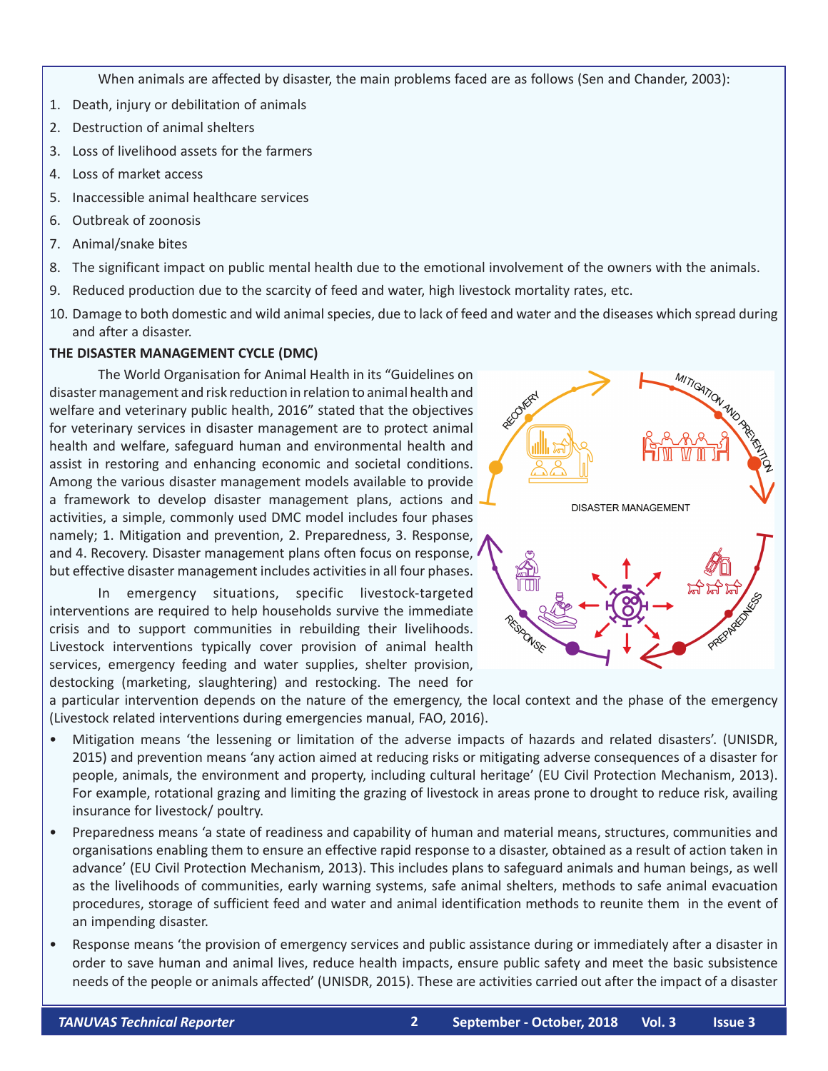When animals are affected by disaster, the main problems faced are as follows (Sen and Chander, 2003):

1. Death, injury or debilitation of animals
2. Destruction of animal shelters
3. Loss of livelihood assets for the farmers
4. Loss of market access
5. Inaccessible animal healthcare services
6. Outbreak of zoonosis
7. Animal/snake bites
8. The significant impact on public mental health due to the emotional involvement of the owners with the animals.
9. Reduced production due to the scarcity of feed and water, high livestock mortality rates, etc.
10. Damage to both domestic and wild animal species, due to lack of feed and water and the diseases which spread during and after a disaster.

**THE DISASTER MANAGEMENT CYCLE (DMC)**

The World Organisation for Animal Health in its "Guidelines on disaster management and risk reduction in relation to animal health and welfare and veterinary public health, 2016" stated that the objectives for veterinary services in disaster management are to protect animal health and welfare, safeguard human and environmental health and assist in restoring and enhancing economic and societal conditions. Among the various disaster management models available to provide a framework to develop disaster management plans, actions and activities, a simple, commonly used DMC model includes four phases namely; 1. Mitigation and prevention, 2. Preparedness, 3. Response, and 4. Recovery. Disaster management plans often focus on response, but effective disaster management includes activities in all four phases.

In emergency situations, specific livestock-targeted interventions are required to help households survive the immediate crisis and to support communities in rebuilding their livelihoods. Livestock interventions typically cover provision of animal health services, emergency feeding and water supplies, shelter provision, destocking (marketing, slaughtering) and restocking. The need for a particular intervention depends on the nature of the emergency, the local context and the phase of the emergency (Livestock related interventions during emergencies manual, FAO, 2016).

- Mitigation means 'the lessening or limitation of the adverse impacts of hazards and related disasters'. (UNISDR, 2015) and prevention means 'any action aimed at reducing risks or mitigating adverse consequences of a disaster for people, animals, the environment and property, including cultural heritage' (EU Civil Protection Mechanism, 2013). For example, rotational grazing and limiting the grazing of livestock in areas prone to drought to reduce risk, availing insurance for livestock/ poultry.
- Preparedness means 'a state of readiness and capability of human and material means, structures, communities and organisations enabling them to ensure an effective rapid response to a disaster, obtained as a result of action taken in advance' (EU Civil Protection Mechanism, 2013). This includes plans to safeguard animals and human beings, as well as the livelihoods of communities, early warning systems, safe animal shelters, methods to safe animal evacuation procedures, storage of sufficient feed and water and animal identification methods to reunite them in the event of an impending disaster.
- Response means 'the provision of emergency services and public assistance during or immediately after a disaster in order to save human and animal lives, reduce health impacts, ensure public safety and meet the basic subsistence needs of the people or animals affected' (UNISDR, 2015). These are activities carried out after the impact of a disaster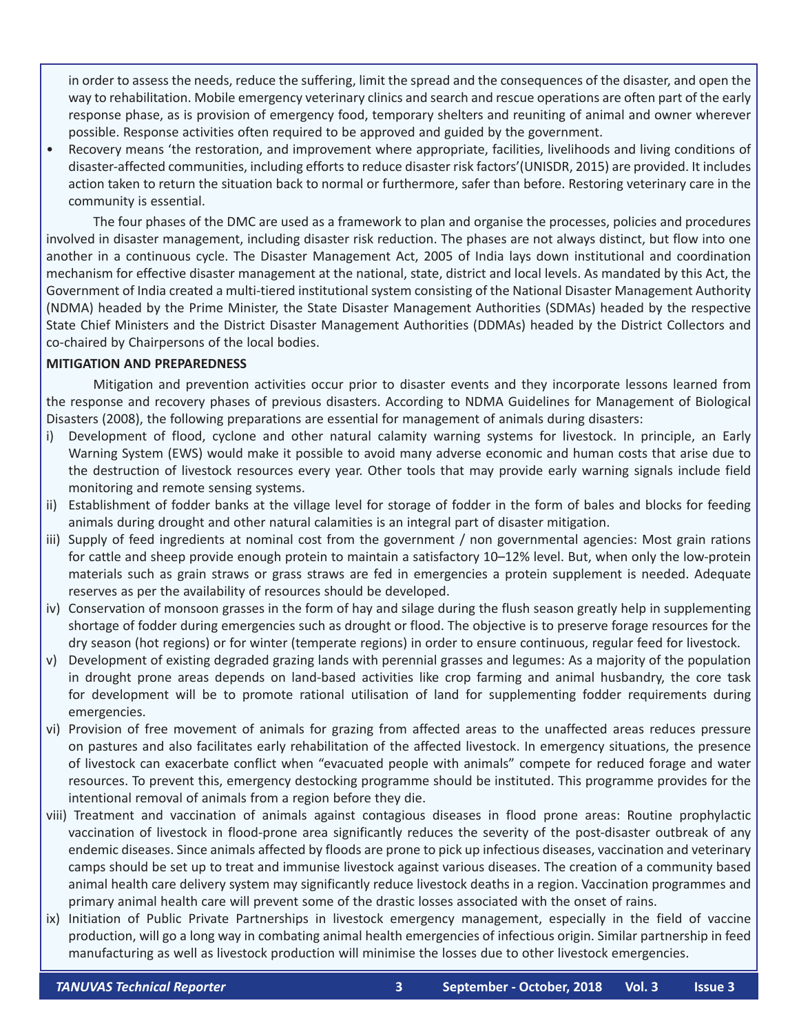in order to assess the needs, reduce the suffering, limit the spread and the consequences of the disaster, and open the way to rehabilitation. Mobile emergency veterinary clinics and search and rescue operations are often part of the early response phase, as is provision of emergency food, temporary shelters and reuniting of animal and owner wherever possible. Response activities often required to be approved and guided by the government.

- Recovery means 'the restoration, and improvement where appropriate, facilities, livelihoods and living conditions of disaster-affected communities, including efforts to reduce disaster risk factors'(UNISDR, 2015) are provided. It includes action taken to return the situation back to normal or furthermore, safer than before. Restoring veterinary care in the community is essential.

The four phases of the DMC are used as a framework to plan and organise the processes, policies and procedures involved in disaster management, including disaster risk reduction. The phases are not always distinct, but flow into one another in a continuous cycle. The Disaster Management Act, 2005 of India lays down institutional and coordination mechanism for effective disaster management at the national, state, district and local levels. As mandated by this Act, the Government of India created a multi-tiered institutional system consisting of the National Disaster Management Authority (NDMA) headed by the Prime Minister, the State Disaster Management Authorities (SDMAs) headed by the respective State Chief Ministers and the District Disaster Management Authorities (DDMAs) headed by the District Collectors and co-chaired by Chairpersons of the local bodies.

**MITIGATION AND PREPAREDNESS**

Mitigation and prevention activities occur prior to disaster events and they incorporate lessons learned from the response and recovery phases of previous disasters. According to NDMA Guidelines for Management of Biological Disasters (2008), the following preparations are essential for management of animals during disasters:

i) Development of flood, cyclone and other natural calamity warning systems for livestock. In principle, an Early Warning System (EWS) would make it possible to avoid many adverse economic and human costs that arise due to the destruction of livestock resources every year. Other tools that may provide early warning signals include field monitoring and remote sensing systems.

ii) Establishment of fodder banks at the village level for storage of fodder in the form of bales and blocks for feeding animals during drought and other natural calamities is an integral part of disaster mitigation.

iii) Supply of feed ingredients at nominal cost from the government / non governmental agencies: Most grain rations for cattle and sheep provide enough protein to maintain a satisfactory 10–12% level. But, when only the low-protein materials such as grain straws or grass straws are fed in emergencies a protein supplement is needed. Adequate reserves as per the availability of resources should be developed.

iv) Conservation of monsoon grasses in the form of hay and silage during the flush season greatly help in supplementing shortage of fodder during emergencies such as drought or flood. The objective is to preserve forage resources for the dry season (hot regions) or for winter (temperate regions) in order to ensure continuous, regular feed for livestock.

v) Development of existing degraded grazing lands with perennial grasses and legumes: As a majority of the population in drought prone areas depends on land-based activities like crop farming and animal husbandry, the core task for development will be to promote rational utilisation of land for supplementing fodder requirements during emergencies.

vi) Provision of free movement of animals for grazing from affected areas to the unaffected areas reduces pressure on pastures and also facilitates early rehabilitation of the affected livestock. In emergency situations, the presence of livestock can exacerbate conflict when "evacuated people with animals" compete for reduced forage and water resources. To prevent this, emergency destocking programme should be instituted. This programme provides for the intentional removal of animals from a region before they die.

viii) Treatment and vaccination of animals against contagious diseases in flood prone areas: Routine prophylactic vaccination of livestock in flood-prone area significantly reduces the severity of the post-disaster outbreak of any endemic diseases. Since animals affected by floods are prone to pick up infectious diseases, vaccination and veterinary camps should be set up to treat and immunise livestock against various diseases. The creation of a community based animal health care delivery system may significantly reduce livestock deaths in a region. Vaccination programmes and primary animal health care will prevent some of the drastic losses associated with the onset of rains.

ix) Initiation of Public Private Partnerships in livestock emergency management, especially in the field of vaccine production, will go a long way in combating animal health emergencies of infectious origin. Similar partnership in feed manufacturing as well as livestock production will minimise the losses due to other livestock emergencies.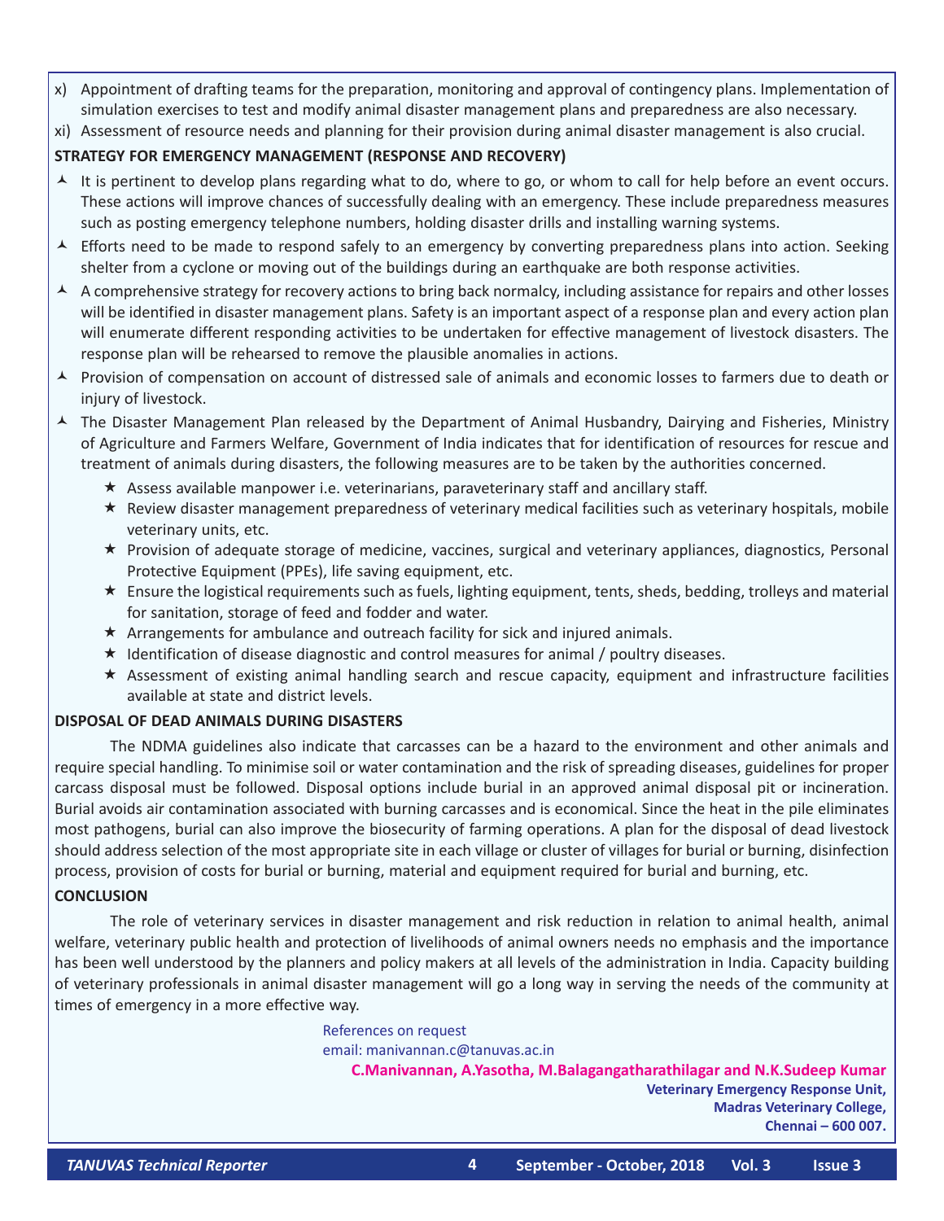x) Appointment of drafting teams for the preparation, monitoring and approval of contingency plans. Implementation of simulation exercises to test and modify animal disaster management plans and preparedness are also necessary.

xi) Assessment of resource needs and planning for their provision during animal disaster management is also crucial.

**STRATEGY FOR EMERGENCY MANAGEMENT (RESPONSE AND RECOVERY)**

- It is pertinent to develop plans regarding what to do, where to go, or whom to call for help before an event occurs. These actions will improve chances of successfully dealing with an emergency. These include preparedness measures such as posting emergency telephone numbers, holding disaster drills and installing warning systems.
- Efforts need to be made to respond safely to an emergency by converting preparedness plans into action. Seeking shelter from a cyclone or moving out of the buildings during an earthquake are both response activities.
- A comprehensive strategy for recovery actions to bring back normalcy, including assistance for repairs and other losses will be identified in disaster management plans. Safety is an important aspect of a response plan and every action plan will enumerate different responding activities to be undertaken for effective management of livestock disasters. The response plan will be rehearsed to remove the plausible anomalies in actions.
- Provision of compensation on account of distressed sale of animals and economic losses to farmers due to death or injury of livestock.
- The Disaster Management Plan released by the Department of Animal Husbandry, Dairying and Fisheries, Ministry of Agriculture and Farmers Welfare, Government of India indicates that for identification of resources for rescue and treatment of animals during disasters, the following measures are to be taken by the authorities concerned.
  - Assess available manpower i.e. veterinarians, paraveterinary staff and ancillary staff.
  - Review disaster management preparedness of veterinary medical facilities such as veterinary hospitals, mobile veterinary units, etc.
  - Provision of adequate storage of medicine, vaccines, surgical and veterinary appliances, diagnostics, Personal Protective Equipment (PPEs), life saving equipment, etc.
  - Ensure the logistical requirements such as fuels, lighting equipment, tents, sheds, bedding, trolleys and material for sanitation, storage of feed and fodder and water.
  - Arrangements for ambulance and outreach facility for sick and injured animals.
  - Identification of disease diagnostic and control measures for animal / poultry diseases.
  - Assessment of existing animal handling search and rescue capacity, equipment and infrastructure facilities available at state and district levels.

**DISPOSAL OF DEAD ANIMALS DURING DISASTERS**

The NDMA guidelines also indicate that carcasses can be a hazard to the environment and other animals and require special handling. To minimise soil or water contamination and the risk of spreading diseases, guidelines for proper carcass disposal must be followed. Disposal options include burial in an approved animal disposal pit or incineration. Burial avoids air contamination associated with burning carcasses and is economical. Since the heat in the pile eliminates most pathogens, burial can also improve the biosecurity of farming operations. A plan for the disposal of dead livestock should address selection of the most appropriate site in each village or cluster of villages for burial or burning, disinfection process, provision of costs for burial or burning, material and equipment required for burial and burning, etc.

**CONCLUSION**

The role of veterinary services in disaster management and risk reduction in relation to animal health, animal welfare, veterinary public health and protection of livelihoods of animal owners needs no emphasis and the importance has been well understood by the planners and policy makers at all levels of the administration in India. Capacity building of veterinary professionals in animal disaster management will go a long way in serving the needs of the community at times of emergency in a more effective way.

References on request
email: manivannan.c@tanuvas.ac.in

**C.Manivannan, A.Yasotha, M.Balagangatharathilagar and N.K.Sudeep Kumar**
**Veterinary Emergency Response Unit,**
**Madras Veterinary College,**
**Chennai – 600 007.**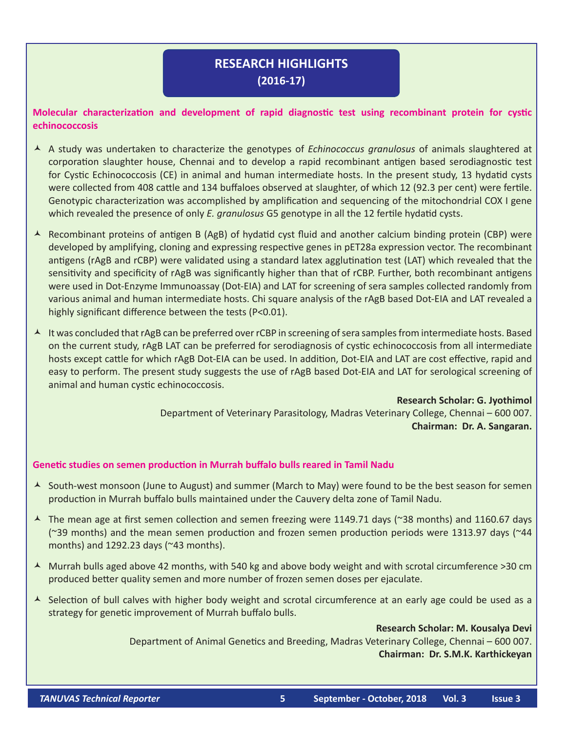# RESEARCH HIGHLIGHTS
## (2016-17)

### Molecular characterization and development of rapid diagnostic test using recombinant protein for cystic echinococcosis

- A study was undertaken to characterize the genotypes of *Echinococcus granulosus* of animals slaughtered at corporation slaughter house, Chennai and to develop a rapid recombinant antigen based serodiagnostic test for Cystic Echinococcosis (CE) in animal and human intermediate hosts. In the present study, 13 hydatid cysts were collected from 408 cattle and 134 buffaloes observed at slaughter, of which 12 (92.3 per cent) were fertile. Genotypic characterization was accomplished by amplification and sequencing of the mitochondrial COX I gene which revealed the presence of only *E. granulosus* G5 genotype in all the 12 fertile hydatid cysts.

- Recombinant proteins of antigen B (AgB) of hydatid cyst fluid and another calcium binding protein (CBP) were developed by amplifying, cloning and expressing respective genes in pET28a expression vector. The recombinant antigens (rAgB and rCBP) were validated using a standard latex agglutination test (LAT) which revealed that the sensitivity and specificity of rAgB was significantly higher than that of rCBP. Further, both recombinant antigens were used in Dot-Enzyme Immunoassay (Dot-EIA) and LAT for screening of sera samples collected randomly from various animal and human intermediate hosts. Chi square analysis of the rAgB based Dot-EIA and LAT revealed a highly significant difference between the tests ($P<0.01$).

- It was concluded that rAgB can be preferred over rCBP in screening of sera samples from intermediate hosts. Based on the current study, rAgB LAT can be preferred for serodiagnosis of cystic echinococcosis from all intermediate hosts except cattle for which rAgB Dot-EIA can be used. In addition, Dot-EIA and LAT are cost effective, rapid and easy to perform. The present study suggests the use of rAgB based Dot-EIA and LAT for serological screening of animal and human cystic echinococcosis.

**Research Scholar: G. Jyothimol**
Department of Veterinary Parasitology, Madras Veterinary College, Chennai – 600 007.
**Chairman: Dr. A. Sangaran.**

### Genetic studies on semen production in Murrah buffalo bulls reared in Tamil Nadu

- South-west monsoon (June to August) and summer (March to May) were found to be the best season for semen production in Murrah buffalo bulls maintained under the Cauvery delta zone of Tamil Nadu.

- The mean age at first semen collection and semen freezing were 1149.71 days (~38 months) and 1160.67 days (~39 months) and the mean semen production and frozen semen production periods were 1313.97 days (~44 months) and 1292.23 days (~43 months).

- Murrah bulls aged above 42 months, with 540 kg and above body weight and with scrotal circumference >30 cm produced better quality semen and more number of frozen semen doses per ejaculate.

- Selection of bull calves with higher body weight and scrotal circumference at an early age could be used as a strategy for genetic improvement of Murrah buffalo bulls.

**Research Scholar: M. Kousalya Devi**
Department of Animal Genetics and Breeding, Madras Veterinary College, Chennai – 600 007.
**Chairman: Dr. S.M.K. Karthickeyan**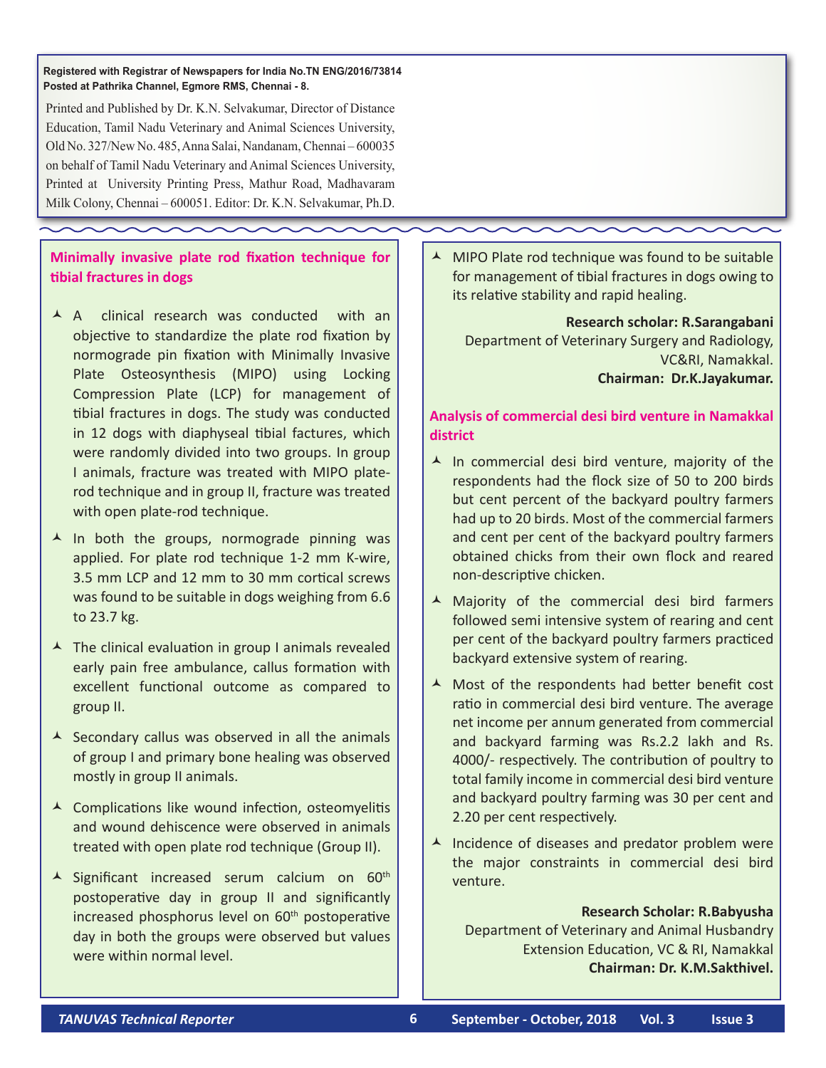**Registered with Registrar of Newspapers for India No.TN ENG/2016/73814**
**Posted at Pathrika Channel, Egmore RMS, Chennai - 8.**

Printed and Published by Dr. K.N. Selvakumar, Director of Distance Education, Tamil Nadu Veterinary and Animal Sciences University, Old No. 327/New No. 485, Anna Salai, Nandanam, Chennai – 600035 on behalf of Tamil Nadu Veterinary and Animal Sciences University, Printed at University Printing Press, Mathur Road, Madhavaram Milk Colony, Chennai – 600051. Editor: Dr. K.N. Selvakumar, Ph.D.

## Minimally invasive plate rod fixation technique for tibial fractures in dogs

- A clinical research was conducted with an objective to standardize the plate rod fixation by normograde pin fixation with Minimally Invasive Plate Osteosynthesis (MIPO) using Locking Compression Plate (LCP) for management of tibial fractures in dogs. The study was conducted in 12 dogs with diaphyseal tibial factures, which were randomly divided into two groups. In group I animals, fracture was treated with MIPO plate-rod technique and in group II, fracture was treated with open plate-rod technique.
- In both the groups, normograde pinning was applied. For plate rod technique 1-2 mm K-wire, 3.5 mm LCP and 12 mm to 30 mm cortical screws was found to be suitable in dogs weighing from 6.6 to 23.7 kg.
- The clinical evaluation in group I animals revealed early pain free ambulance, callus formation with excellent functional outcome as compared to group II.
- Secondary callus was observed in all the animals of group I and primary bone healing was observed mostly in group II animals.
- Complications like wound infection, osteomyelitis and wound dehiscence were observed in animals treated with open plate rod technique (Group II).
- Significant increased serum calcium on $60^{th}$ postoperative day in group II and significantly increased phosphorus level on $60^{th}$ postoperative day in both the groups were observed but values were within normal level.
- MIPO Plate rod technique was found to be suitable for management of tibial fractures in dogs owing to its relative stability and rapid healing.

**Research scholar: R.Sarangabani**
Department of Veterinary Surgery and Radiology, VC&RI, Namakkal.
**Chairman: Dr.K.Jayakumar.**

## Analysis of commercial desi bird venture in Namakkal district

- In commercial desi bird venture, majority of the respondents had the flock size of 50 to 200 birds but cent percent of the backyard poultry farmers had up to 20 birds. Most of the commercial farmers and cent per cent of the backyard poultry farmers obtained chicks from their own flock and reared non-descriptive chicken.
- Majority of the commercial desi bird farmers followed semi intensive system of rearing and cent per cent of the backyard poultry farmers practiced backyard extensive system of rearing.
- Most of the respondents had better benefit cost ratio in commercial desi bird venture. The average net income per annum generated from commercial and backyard farming was Rs.2.2 lakh and Rs. 4000/- respectively. The contribution of poultry to total family income in commercial desi bird venture and backyard poultry farming was 30 per cent and 2.20 per cent respectively.
- Incidence of diseases and predator problem were the major constraints in commercial desi bird venture.

**Research Scholar: R.Babyusha**
Department of Veterinary and Animal Husbandry Extension Education, VC & RI, Namakkal
**Chairman: Dr. K.M.Sakthivel.**